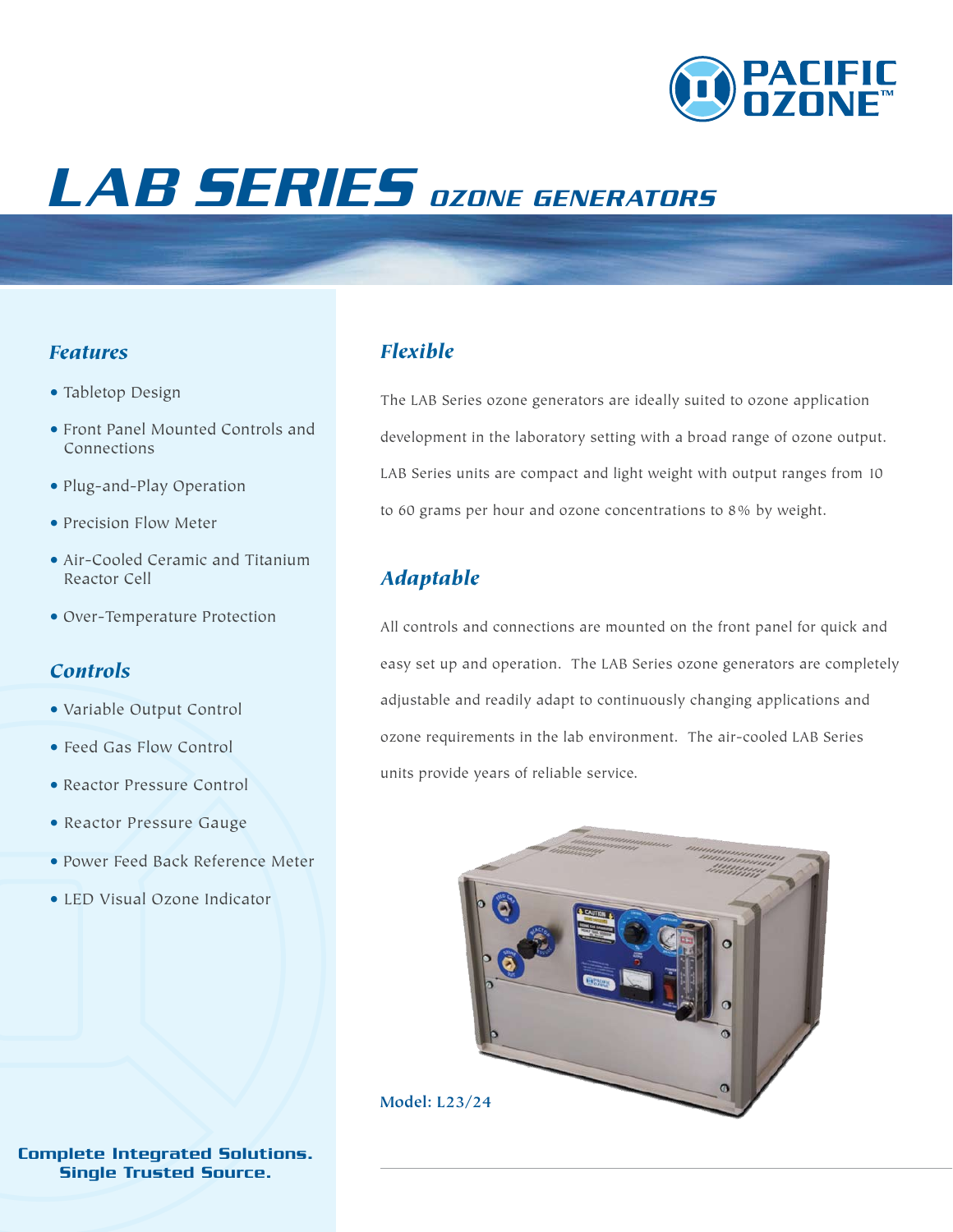PACIFIC OZONE™

# LAB SERIES OZONE GENERATORS

### Features

- Tabletop Design
- Front Panel Mounted Controls and Connections
- Plug-and-Play Operation
- Precision Flow Meter
- Air-Cooled Ceramic and Titanium Reactor Cell
- Over-Temperature Protection

### Controls

- Variable Output Control
- Feed Gas Flow Control
- Reactor Pressure Control
- Reactor Pressure Gauge
- Power Feed Back Reference Meter
- LED Visual Ozone Indicator

**Complete Integrated Solutions. Single Trusted Source.**

## Flexible

The LAB Series ozone generators are ideally suited to ozone application development in the laboratory setting with a broad range of ozone output. LAB Series units are compact and light weight with output ranges from 10 to 60 grams per hour and ozone concentrations to 8% by weight.

## Adaptable

All controls and connections are mounted on the front panel for quick and easy set up and operation. The LAB Series ozone generators are completely adjustable and readily adapt to continuously changing applications and ozone requirements in the lab environment. The air-cooled LAB Series units provide years of reliable service.

**Model: L23/24**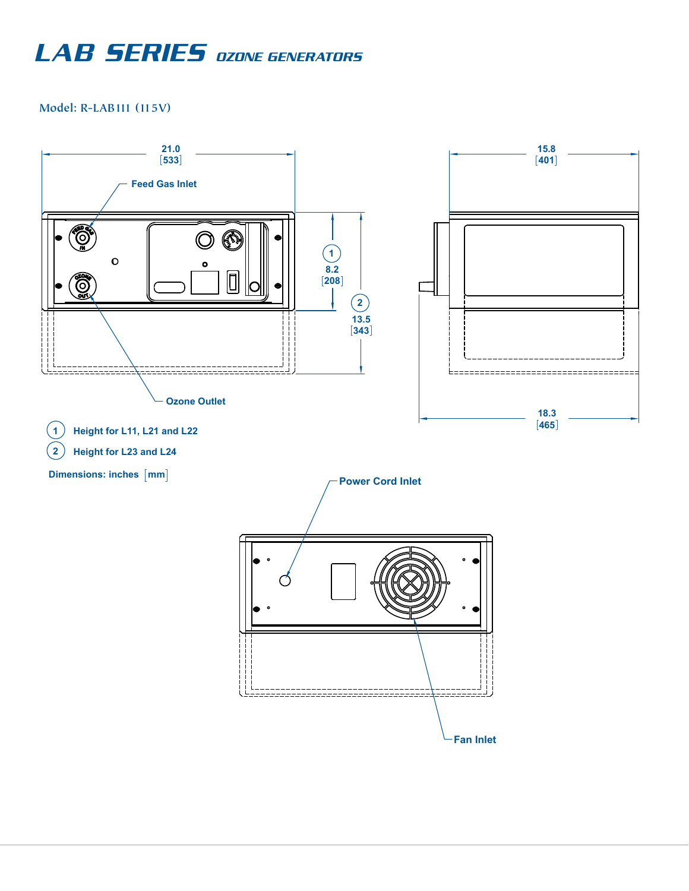# LAB SERIES OZONE GENERATORS

Model: R-LAB111 (115V)

21.0 [533]

15.8 [401]

Feed Gas Inlet

1 8.2 [208]

2 13.5 [343]

Ozone Outlet

18.3 [465]

1 Height for L11, L21 and L22

2 Height for L23 and L24

Dimensions: inches [mm]

Power Cord Inlet

Fan Inlet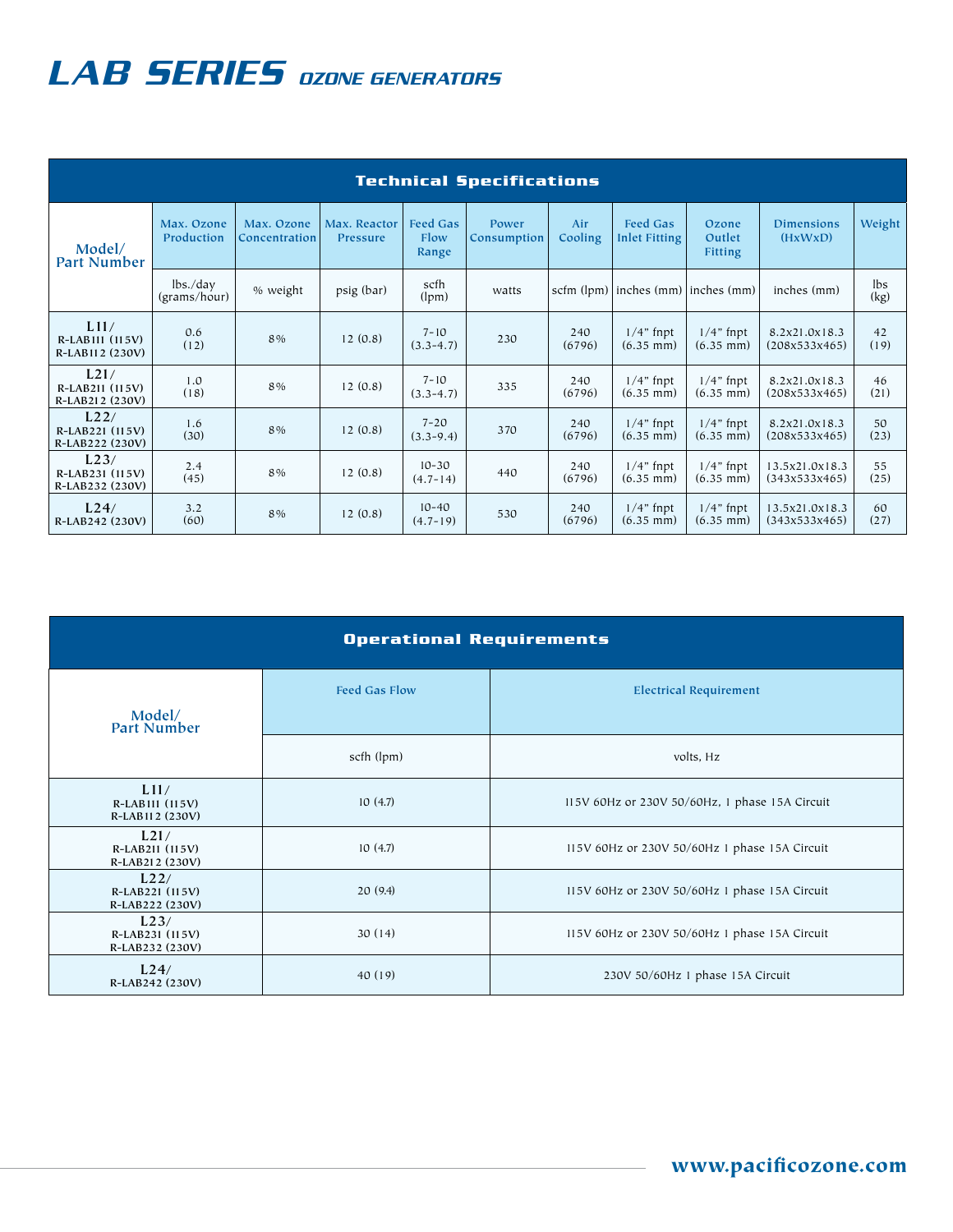# LAB SERIES *OZONE GENERATORS*

## Technical Specifications

| Model/ Part Number | Max. Ozone Production | Max. Ozone Concentration | Max. Reactor Pressure | Feed Gas Flow Range | Power Consumption | Air Cooling | Feed Gas Inlet Fitting | Ozone Outlet Fitting | Dimensions (HxWxD) | Weight |
|---|---|---|---|---|---|---|---|---|---|---|
| | lbs./day (grams/hour) | % weight | psig (bar) | scfh (lpm) | watts | scfm (lpm) | inches (mm) | inches (mm) | inches (mm) | lbs (kg) |
| **L11/** R-LAB111 (115V) R-LAB112 (230V) | 0.6 (12) | 8% | 12 (0.8) | 7-10 (3.3-4.7) | 230 | 240 (6796) | 1/4" fnpt (6.35 mm) | 1/4" fnpt (6.35 mm) | 8.2x21.0x18.3 (208x533x465) | 42 (19) |
| **L21/** R-LAB211 (115V) R-LAB212 (230V) | 1.0 (18) | 8% | 12 (0.8) | 7-10 (3.3-4.7) | 335 | 240 (6796) | 1/4" fnpt (6.35 mm) | 1/4" fnpt (6.35 mm) | 8.2x21.0x18.3 (208x533x465) | 46 (21) |
| **L22/** R-LAB221 (115V) R-LAB222 (230V) | 1.6 (30) | 8% | 12 (0.8) | 7-20 (3.3-9.4) | 370 | 240 (6796) | 1/4" fnpt (6.35 mm) | 1/4" fnpt (6.35 mm) | 8.2x21.0x18.3 (208x533x465) | 50 (23) |
| **L23/** R-LAB231 (115V) R-LAB232 (230V) | 2.4 (45) | 8% | 12 (0.8) | 10-30 (4.7-14) | 440 | 240 (6796) | 1/4" fnpt (6.35 mm) | 1/4" fnpt (6.35 mm) | 13.5x21.0x18.3 (343x533x465) | 55 (25) |
| **L24/** R-LAB242 (230V) | 3.2 (60) | 8% | 12 (0.8) | 10-40 (4.7-19) | 530 | 240 (6796) | 1/4" fnpt (6.35 mm) | 1/4" fnpt (6.35 mm) | 13.5x21.0x18.3 (343x533x465) | 60 (27) |

## Operational Requirements

| Model/ Part Number | Feed Gas Flow | Electrical Requirement |
|---|---|---|
| | scfh (lpm) | volts, Hz |
| **L11/** R-LAB111 (115V) R-LAB112 (230V) | 10 (4.7) | 115V 60Hz or 230V 50/60Hz, 1 phase 15A Circuit |
| **L21/** R-LAB211 (115V) R-LAB212 (230V) | 10 (4.7) | 115V 60Hz or 230V 50/60Hz 1 phase 15A Circuit |
| **L22/** R-LAB221 (115V) R-LAB222 (230V) | 20 (9.4) | 115V 60Hz or 230V 50/60Hz 1 phase 15A Circuit |
| **L23/** R-LAB231 (115V) R-LAB232 (230V) | 30 (14) | 115V 60Hz or 230V 50/60Hz 1 phase 15A Circuit |
| **L24/** R-LAB242 (230V) | 40 (19) | 230V 50/60Hz 1 phase 15A Circuit |

www.pacificozone.com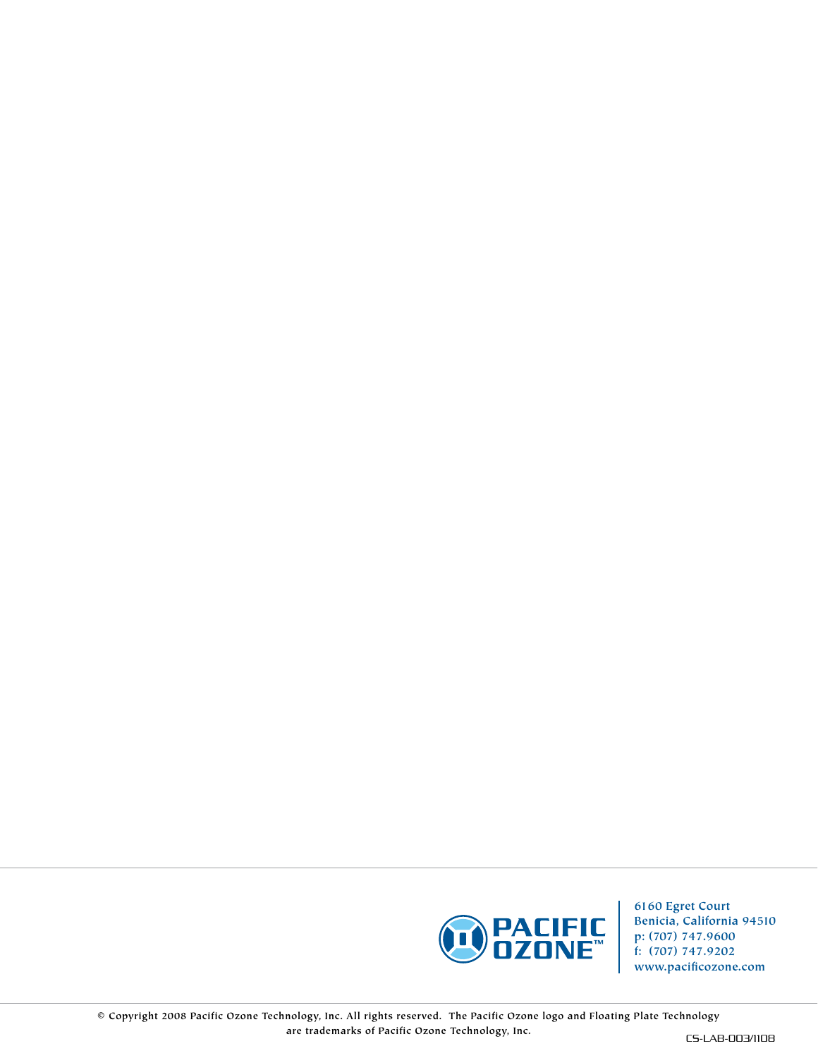PACIFIC OZONE™

6160 Egret Court
Benicia, California 94510
p: (707) 747.9600
f: (707) 747.9202
www.pacificozone.com

© Copyright 2008 Pacific Ozone Technology, Inc. All rights reserved. The Pacific Ozone logo and Floating Plate Technology are trademarks of Pacific Ozone Technology, Inc.

CS-LAB-003/1108